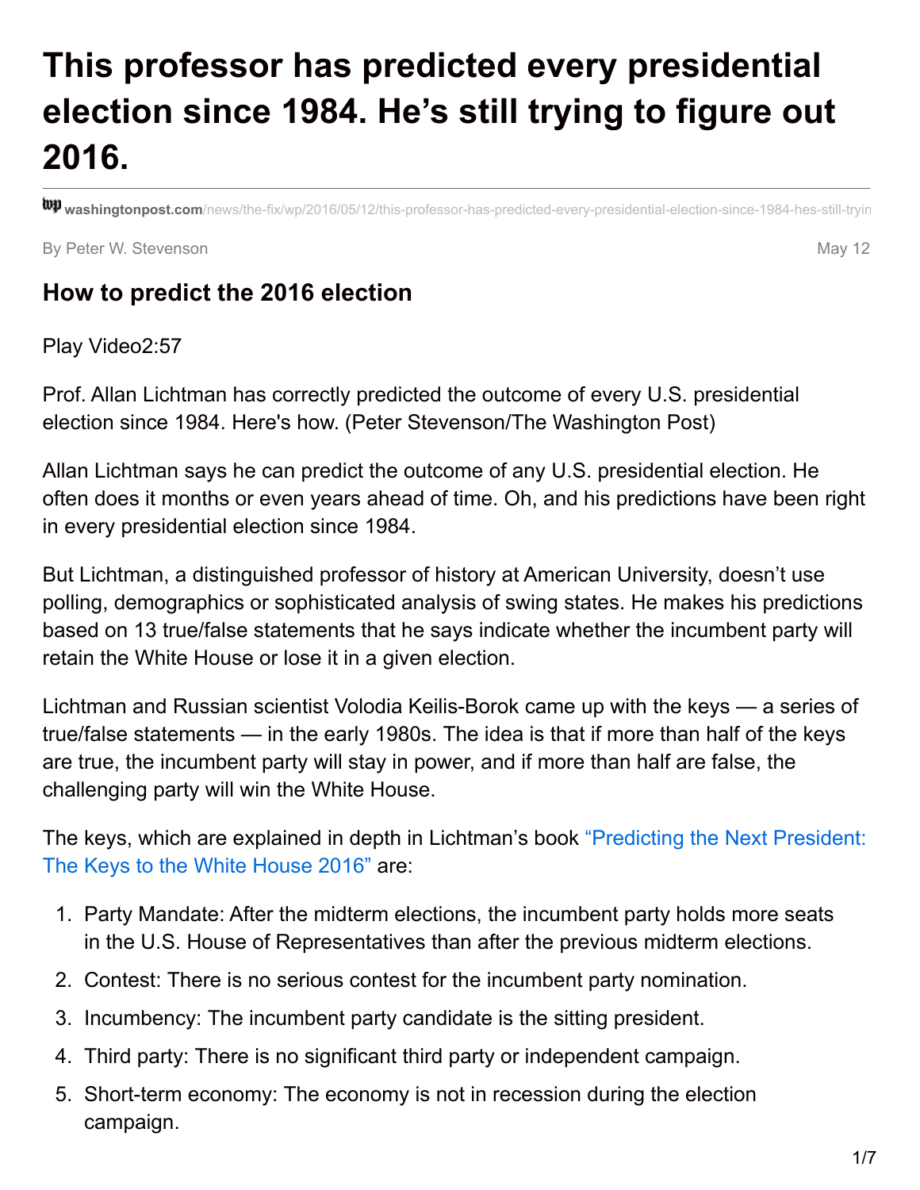# This professor has predicted every presidential election since 1984. He's still trying to figure out 2016.

washingtonpost.com/news/the-fix/wp/2016/05/12/this-professor-has-predicted-every-presidential-election-since-1984-hes-still-tryin

By Peter W. Stevenson

May 12

## How to predict the 2016 election

Play Video2:57

Prof. Allan Lichtman has correctly predicted the outcome of every U.S. presidential election since 1984. Here's how. (Peter Stevenson/The Washington Post)

Allan Lichtman says he can predict the outcome of any U.S. presidential election. He often does it months or even years ahead of time. Oh, and his predictions have been right in every presidential election since 1984.

But Lichtman, a distinguished professor of history at American University, doesn't use polling, demographics or sophisticated analysis of swing states. He makes his predictions based on 13 true/false statements that he says indicate whether the incumbent party will retain the White House or lose it in a given election.

Lichtman and Russian scientist Volodia Keilis-Borok came up with the keys — a series of true/false statements — in the early 1980s. The idea is that if more than half of the keys are true, the incumbent party will stay in power, and if more than half are false, the challenging party will win the White House.

The keys, which are explained in depth in Lichtman's book "Predicting the Next President: The Keys to the White House 2016" are:

1. Party Mandate: After the midterm elections, the incumbent party holds more seats in the U.S. House of Representatives than after the previous midterm elections.
2. Contest: There is no serious contest for the incumbent party nomination.
3. Incumbency: The incumbent party candidate is the sitting president.
4. Third party: There is no significant third party or independent campaign.
5. Short-term economy: The economy is not in recession during the election campaign.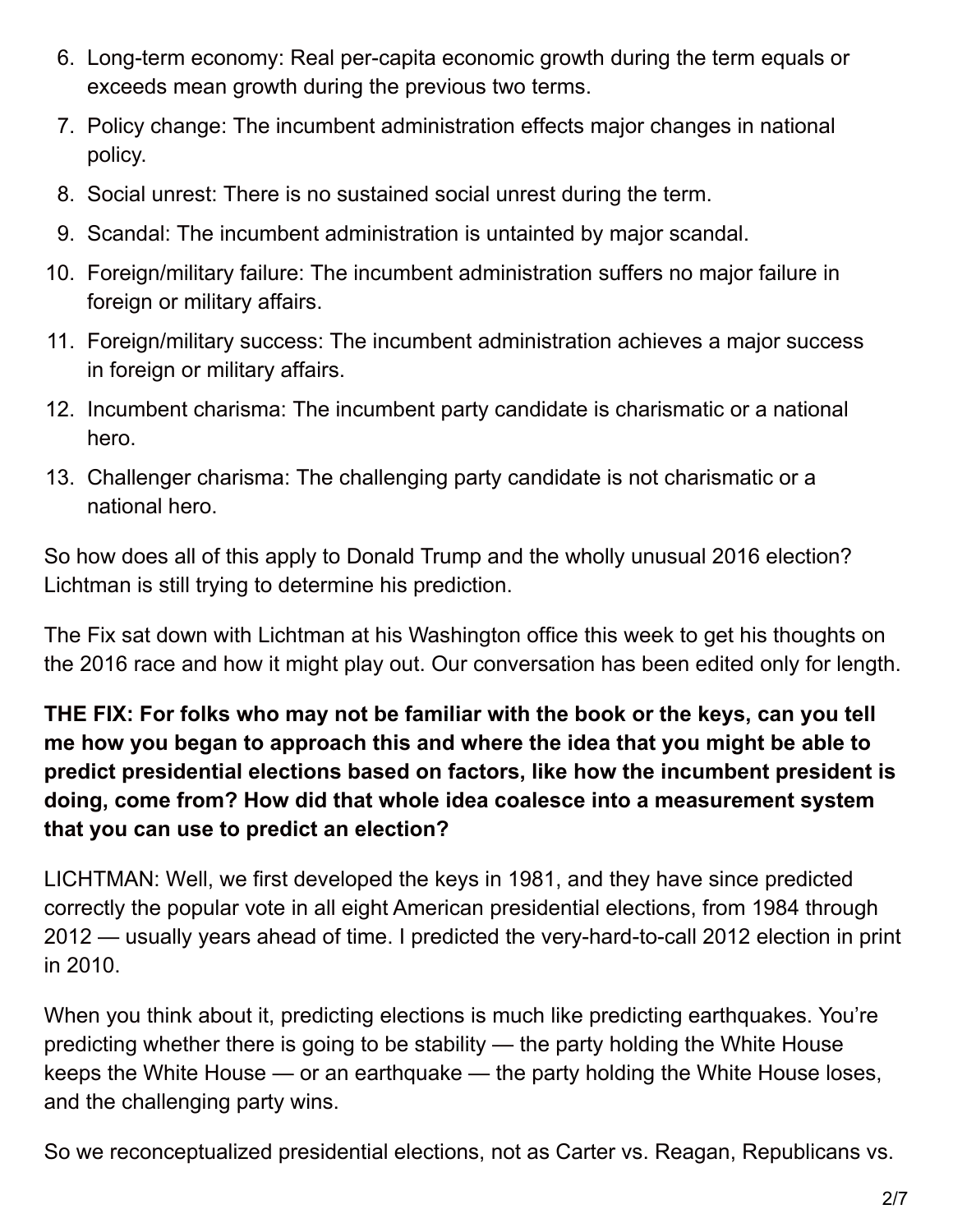6. Long-term economy: Real per-capita economic growth during the term equals or exceeds mean growth during the previous two terms.
7. Policy change: The incumbent administration effects major changes in national policy.
8. Social unrest: There is no sustained social unrest during the term.
9. Scandal: The incumbent administration is untainted by major scandal.
10. Foreign/military failure: The incumbent administration suffers no major failure in foreign or military affairs.
11. Foreign/military success: The incumbent administration achieves a major success in foreign or military affairs.
12. Incumbent charisma: The incumbent party candidate is charismatic or a national hero.
13. Challenger charisma: The challenging party candidate is not charismatic or a national hero.

So how does all of this apply to Donald Trump and the wholly unusual 2016 election? Lichtman is still trying to determine his prediction.

The Fix sat down with Lichtman at his Washington office this week to get his thoughts on the 2016 race and how it might play out. Our conversation has been edited only for length.

**THE FIX: For folks who may not be familiar with the book or the keys, can you tell me how you began to approach this and where the idea that you might be able to predict presidential elections based on factors, like how the incumbent president is doing, come from? How did that whole idea coalesce into a measurement system that you can use to predict an election?**

LICHTMAN: Well, we first developed the keys in 1981, and they have since predicted correctly the popular vote in all eight American presidential elections, from 1984 through 2012 — usually years ahead of time. I predicted the very-hard-to-call 2012 election in print in 2010.

When you think about it, predicting elections is much like predicting earthquakes. You're predicting whether there is going to be stability — the party holding the White House keeps the White House — or an earthquake — the party holding the White House loses, and the challenging party wins.

So we reconceptualized presidential elections, not as Carter vs. Reagan, Republicans vs.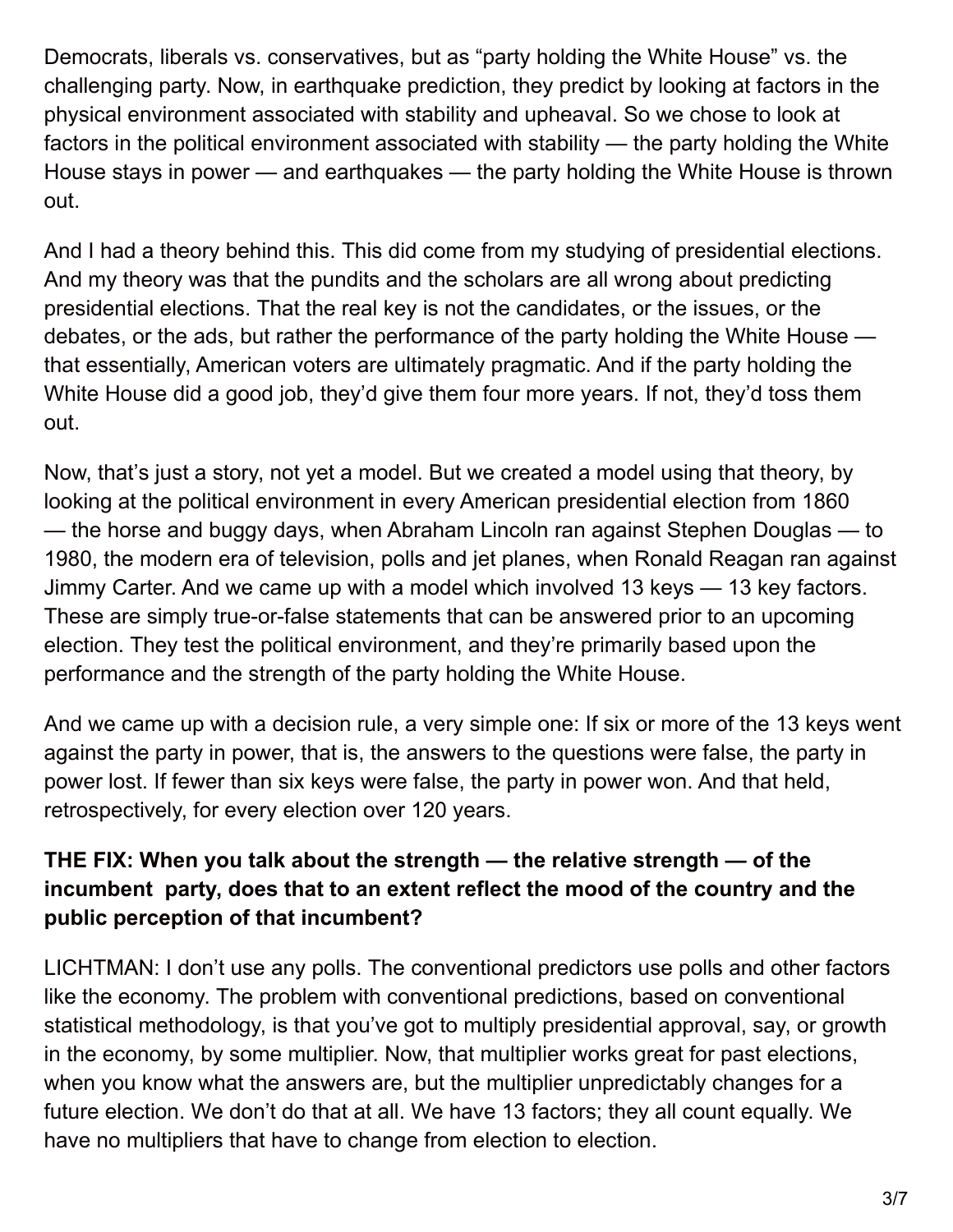Democrats, liberals vs. conservatives, but as “party holding the White House” vs. the challenging party. Now, in earthquake prediction, they predict by looking at factors in the physical environment associated with stability and upheaval. So we chose to look at factors in the political environment associated with stability — the party holding the White House stays in power — and earthquakes — the party holding the White House is thrown out.

And I had a theory behind this. This did come from my studying of presidential elections. And my theory was that the pundits and the scholars are all wrong about predicting presidential elections. That the real key is not the candidates, or the issues, or the debates, or the ads, but rather the performance of the party holding the White House — that essentially, American voters are ultimately pragmatic. And if the party holding the White House did a good job, they’d give them four more years. If not, they’d toss them out.

Now, that’s just a story, not yet a model. But we created a model using that theory, by looking at the political environment in every American presidential election from 1860 — the horse and buggy days, when Abraham Lincoln ran against Stephen Douglas — to 1980, the modern era of television, polls and jet planes, when Ronald Reagan ran against Jimmy Carter. And we came up with a model which involved 13 keys — 13 key factors. These are simply true-or-false statements that can be answered prior to an upcoming election. They test the political environment, and they’re primarily based upon the performance and the strength of the party holding the White House.

And we came up with a decision rule, a very simple one: If six or more of the 13 keys went against the party in power, that is, the answers to the questions were false, the party in power lost. If fewer than six keys were false, the party in power won. And that held, retrospectively, for every election over 120 years.

**THE FIX: When you talk about the strength — the relative strength — of the incumbent party, does that to an extent reflect the mood of the country and the public perception of that incumbent?**

LICHTMAN: I don’t use any polls. The conventional predictors use polls and other factors like the economy. The problem with conventional predictions, based on conventional statistical methodology, is that you’ve got to multiply presidential approval, say, or growth in the economy, by some multiplier. Now, that multiplier works great for past elections, when you know what the answers are, but the multiplier unpredictably changes for a future election. We don’t do that at all. We have 13 factors; they all count equally. We have no multipliers that have to change from election to election.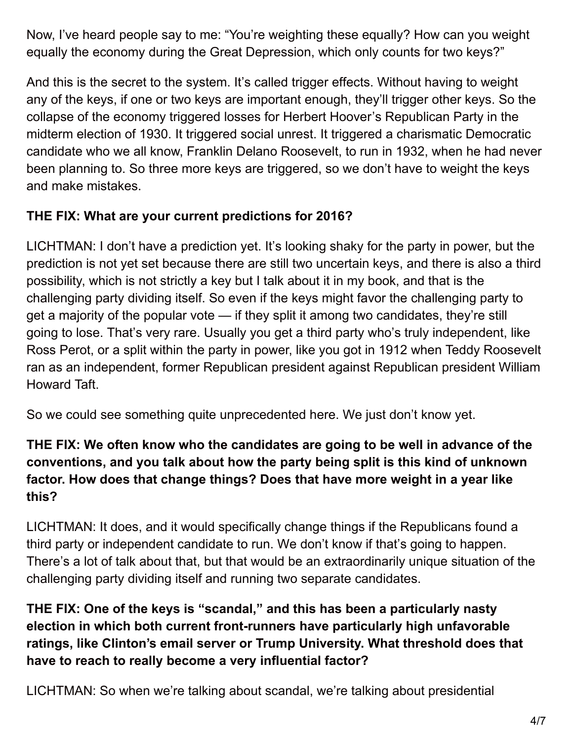Now, I've heard people say to me: "You're weighting these equally? How can you weight equally the economy during the Great Depression, which only counts for two keys?"

And this is the secret to the system. It's called trigger effects. Without having to weight any of the keys, if one or two keys are important enough, they'll trigger other keys. So the collapse of the economy triggered losses for Herbert Hoover's Republican Party in the midterm election of 1930. It triggered social unrest. It triggered a charismatic Democratic candidate who we all know, Franklin Delano Roosevelt, to run in 1932, when he had never been planning to. So three more keys are triggered, so we don't have to weight the keys and make mistakes.

**THE FIX: What are your current predictions for 2016?**

LICHTMAN: I don't have a prediction yet. It's looking shaky for the party in power, but the prediction is not yet set because there are still two uncertain keys, and there is also a third possibility, which is not strictly a key but I talk about it in my book, and that is the challenging party dividing itself. So even if the keys might favor the challenging party to get a majority of the popular vote — if they split it among two candidates, they're still going to lose. That's very rare. Usually you get a third party who's truly independent, like Ross Perot, or a split within the party in power, like you got in 1912 when Teddy Roosevelt ran as an independent, former Republican president against Republican president William Howard Taft.

So we could see something quite unprecedented here. We just don't know yet.

**THE FIX: We often know who the candidates are going to be well in advance of the conventions, and you talk about how the party being split is this kind of unknown factor. How does that change things? Does that have more weight in a year like this?**

LICHTMAN: It does, and it would specifically change things if the Republicans found a third party or independent candidate to run. We don't know if that's going to happen. There's a lot of talk about that, but that would be an extraordinarily unique situation of the challenging party dividing itself and running two separate candidates.

**THE FIX: One of the keys is "scandal," and this has been a particularly nasty election in which both current front-runners have particularly high unfavorable ratings, like Clinton's email server or Trump University. What threshold does that have to reach to really become a very influential factor?**

LICHTMAN: So when we're talking about scandal, we're talking about presidential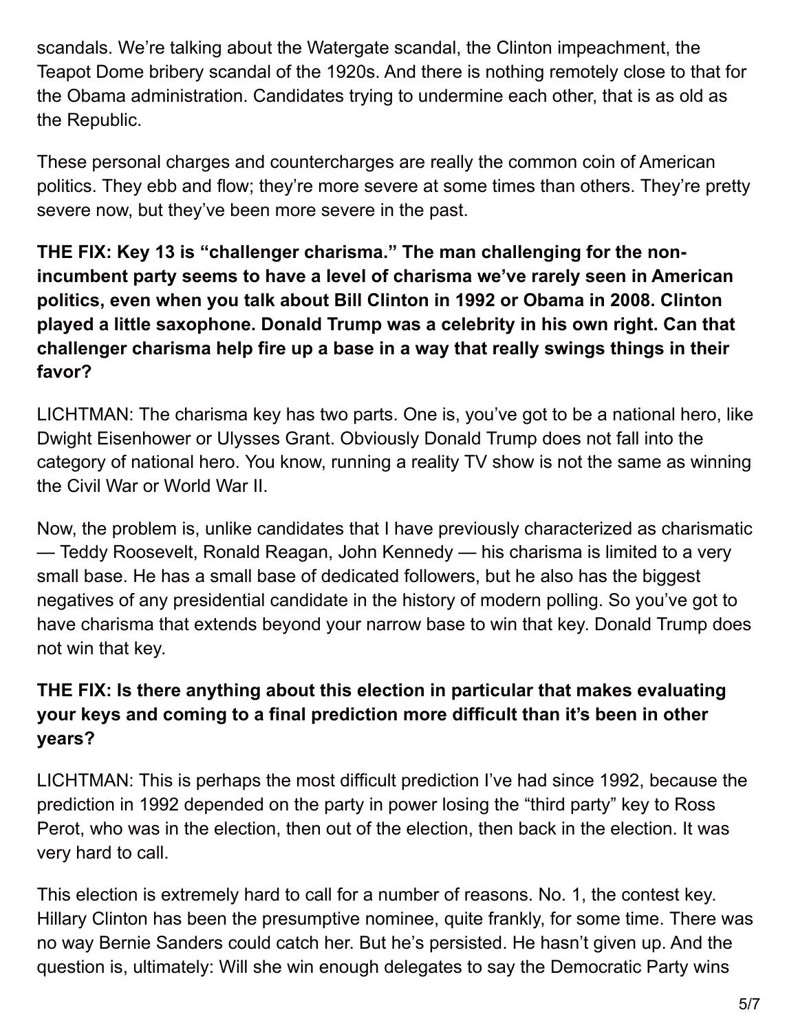scandals. We're talking about the Watergate scandal, the Clinton impeachment, the Teapot Dome bribery scandal of the 1920s. And there is nothing remotely close to that for the Obama administration. Candidates trying to undermine each other, that is as old as the Republic.

These personal charges and countercharges are really the common coin of American politics. They ebb and flow; they're more severe at some times than others. They're pretty severe now, but they've been more severe in the past.

**THE FIX: Key 13 is "challenger charisma." The man challenging for the non-incumbent party seems to have a level of charisma we've rarely seen in American politics, even when you talk about Bill Clinton in 1992 or Obama in 2008. Clinton played a little saxophone. Donald Trump was a celebrity in his own right. Can that challenger charisma help fire up a base in a way that really swings things in their favor?**

LICHTMAN: The charisma key has two parts. One is, you've got to be a national hero, like Dwight Eisenhower or Ulysses Grant. Obviously Donald Trump does not fall into the category of national hero. You know, running a reality TV show is not the same as winning the Civil War or World War II.

Now, the problem is, unlike candidates that I have previously characterized as charismatic — Teddy Roosevelt, Ronald Reagan, John Kennedy — his charisma is limited to a very small base. He has a small base of dedicated followers, but he also has the biggest negatives of any presidential candidate in the history of modern polling. So you've got to have charisma that extends beyond your narrow base to win that key. Donald Trump does not win that key.

**THE FIX: Is there anything about this election in particular that makes evaluating your keys and coming to a final prediction more difficult than it's been in other years?**

LICHTMAN: This is perhaps the most difficult prediction I've had since 1992, because the prediction in 1992 depended on the party in power losing the "third party" key to Ross Perot, who was in the election, then out of the election, then back in the election. It was very hard to call.

This election is extremely hard to call for a number of reasons. No. 1, the contest key. Hillary Clinton has been the presumptive nominee, quite frankly, for some time. There was no way Bernie Sanders could catch her. But he's persisted. He hasn't given up. And the question is, ultimately: Will she win enough delegates to say the Democratic Party wins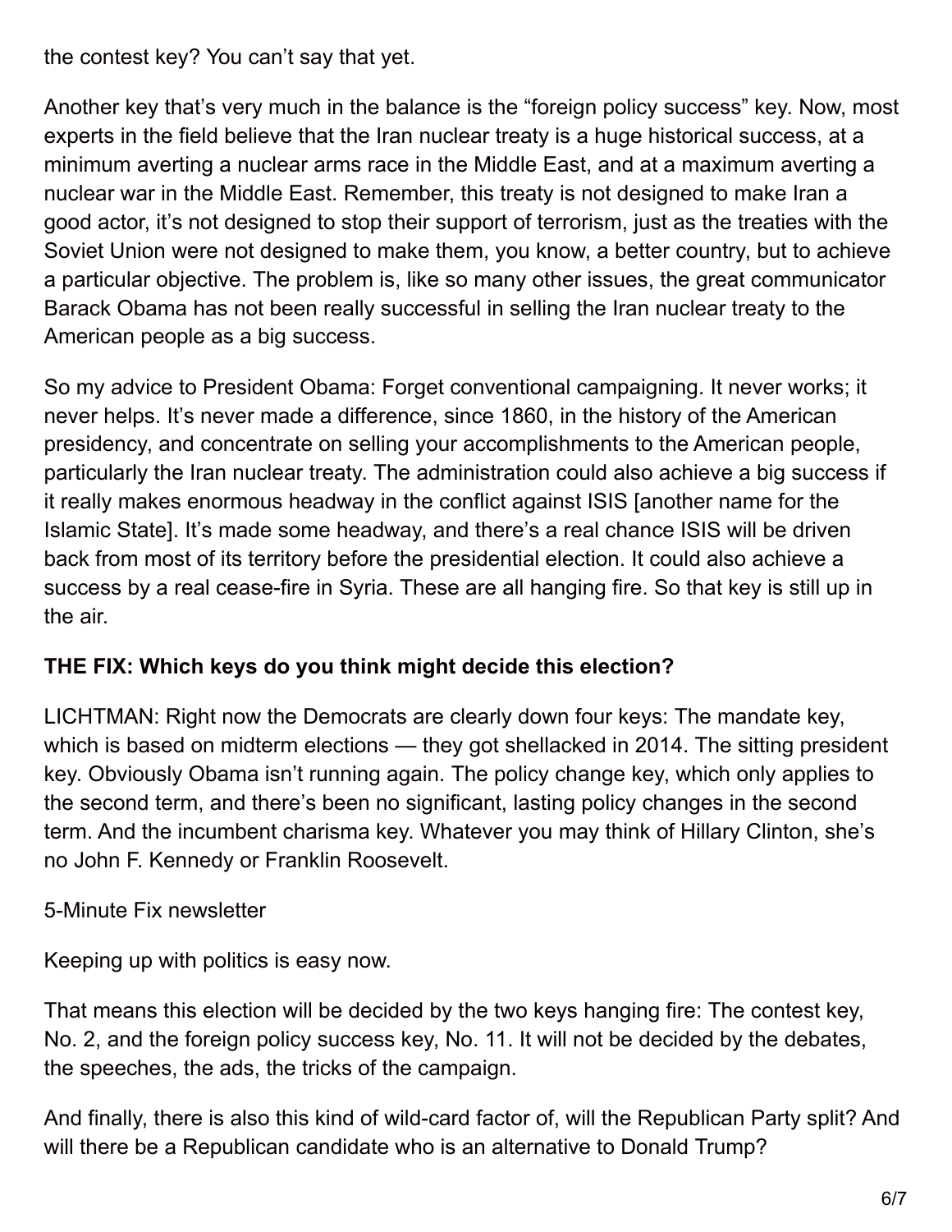the contest key? You can't say that yet.

Another key that's very much in the balance is the "foreign policy success" key. Now, most experts in the field believe that the Iran nuclear treaty is a huge historical success, at a minimum averting a nuclear arms race in the Middle East, and at a maximum averting a nuclear war in the Middle East. Remember, this treaty is not designed to make Iran a good actor, it's not designed to stop their support of terrorism, just as the treaties with the Soviet Union were not designed to make them, you know, a better country, but to achieve a particular objective. The problem is, like so many other issues, the great communicator Barack Obama has not been really successful in selling the Iran nuclear treaty to the American people as a big success.

So my advice to President Obama: Forget conventional campaigning. It never works; it never helps. It's never made a difference, since 1860, in the history of the American presidency, and concentrate on selling your accomplishments to the American people, particularly the Iran nuclear treaty. The administration could also achieve a big success if it really makes enormous headway in the conflict against ISIS [another name for the Islamic State]. It's made some headway, and there's a real chance ISIS will be driven back from most of its territory before the presidential election. It could also achieve a success by a real cease-fire in Syria. These are all hanging fire. So that key is still up in the air.

**THE FIX: Which keys do you think might decide this election?**

LICHTMAN: Right now the Democrats are clearly down four keys: The mandate key, which is based on midterm elections — they got shellacked in 2014. The sitting president key. Obviously Obama isn't running again. The policy change key, which only applies to the second term, and there's been no significant, lasting policy changes in the second term. And the incumbent charisma key. Whatever you may think of Hillary Clinton, she's no John F. Kennedy or Franklin Roosevelt.

5-Minute Fix newsletter

Keeping up with politics is easy now.

That means this election will be decided by the two keys hanging fire: The contest key, No. 2, and the foreign policy success key, No. 11. It will not be decided by the debates, the speeches, the ads, the tricks of the campaign.

And finally, there is also this kind of wild-card factor of, will the Republican Party split? And will there be a Republican candidate who is an alternative to Donald Trump?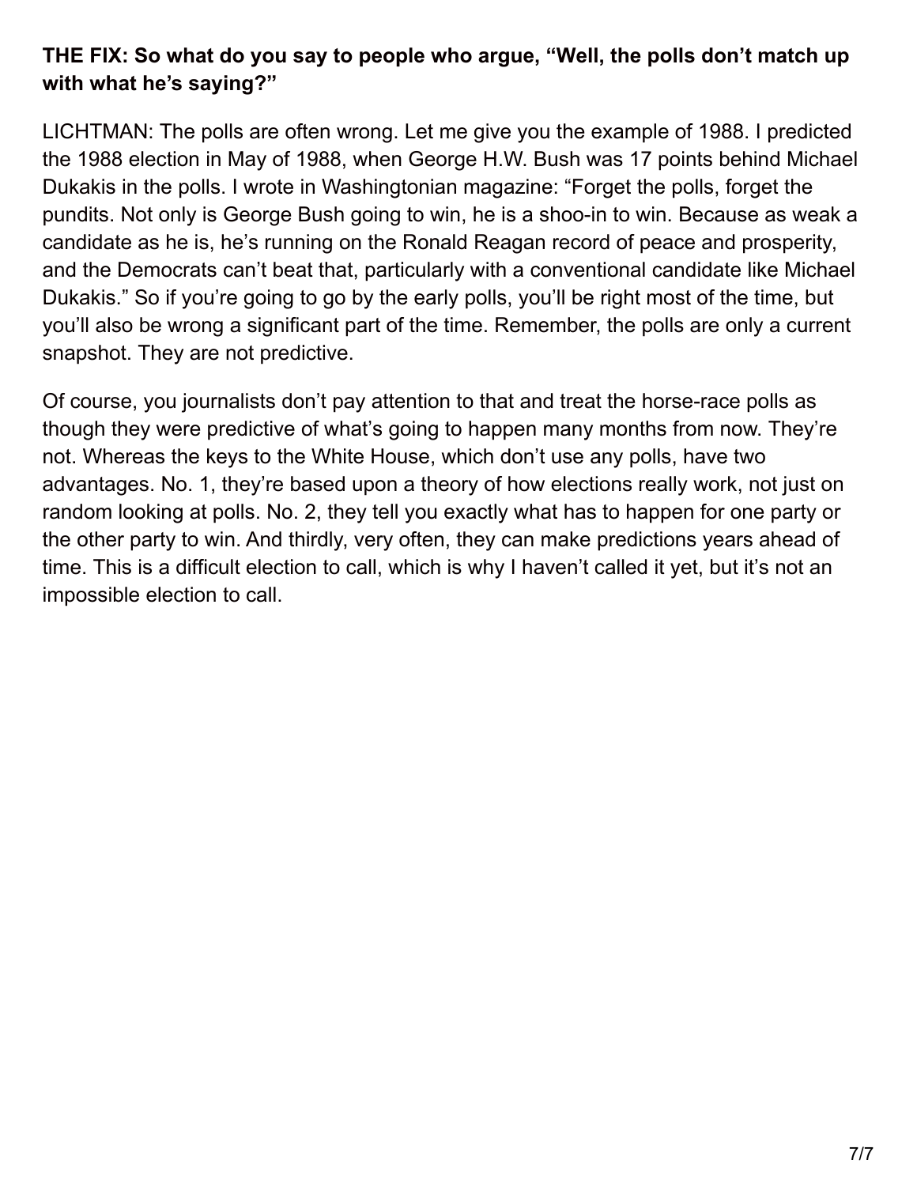**THE FIX: So what do you say to people who argue, "Well, the polls don't match up with what he's saying?"**

LICHTMAN: The polls are often wrong. Let me give you the example of 1988. I predicted the 1988 election in May of 1988, when George H.W. Bush was 17 points behind Michael Dukakis in the polls. I wrote in Washingtonian magazine: "Forget the polls, forget the pundits. Not only is George Bush going to win, he is a shoo-in to win. Because as weak a candidate as he is, he's running on the Ronald Reagan record of peace and prosperity, and the Democrats can't beat that, particularly with a conventional candidate like Michael Dukakis." So if you're going to go by the early polls, you'll be right most of the time, but you'll also be wrong a significant part of the time. Remember, the polls are only a current snapshot. They are not predictive.

Of course, you journalists don't pay attention to that and treat the horse-race polls as though they were predictive of what's going to happen many months from now. They're not. Whereas the keys to the White House, which don't use any polls, have two advantages. No. 1, they're based upon a theory of how elections really work, not just on random looking at polls. No. 2, they tell you exactly what has to happen for one party or the other party to win. And thirdly, very often, they can make predictions years ahead of time. This is a difficult election to call, which is why I haven't called it yet, but it's not an impossible election to call.